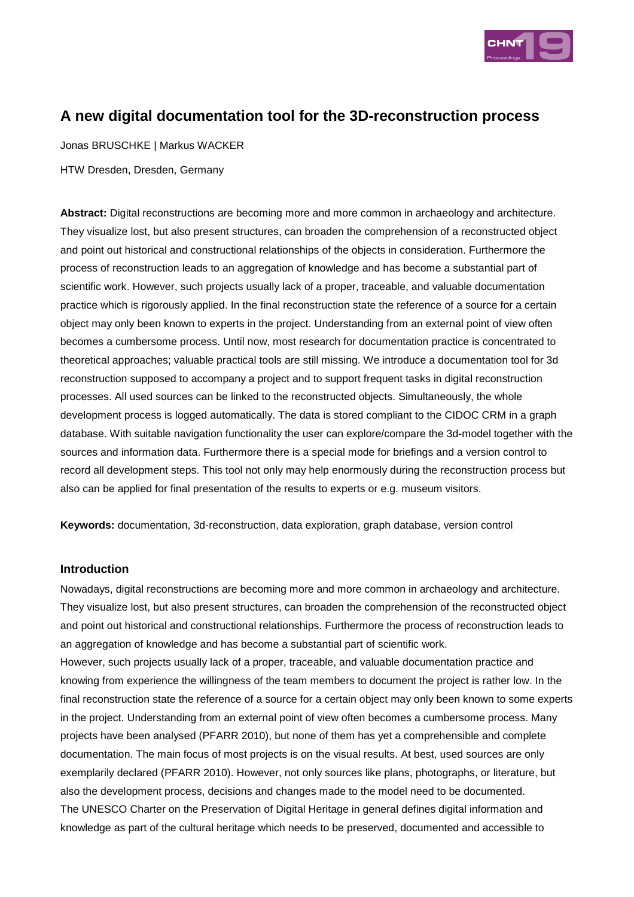# A new digital documentation tool for the 3D-reconstruction process

Jonas BRUSCHKE | Markus WACKER

HTW Dresden, Dresden, Germany

**Abstract:** Digital reconstructions are becoming more and more common in archaeology and architecture. They visualize lost, but also present structures, can broaden the comprehension of a reconstructed object and point out historical and constructional relationships of the objects in consideration. Furthermore the process of reconstruction leads to an aggregation of knowledge and has become a substantial part of scientific work. However, such projects usually lack of a proper, traceable, and valuable documentation practice which is rigorously applied. In the final reconstruction state the reference of a source for a certain object may only been known to experts in the project. Understanding from an external point of view often becomes a cumbersome process. Until now, most research for documentation practice is concentrated to theoretical approaches; valuable practical tools are still missing. We introduce a documentation tool for 3d reconstruction supposed to accompany a project and to support frequent tasks in digital reconstruction processes. All used sources can be linked to the reconstructed objects. Simultaneously, the whole development process is logged automatically. The data is stored compliant to the CIDOC CRM in a graph database. With suitable navigation functionality the user can explore/compare the 3d-model together with the sources and information data. Furthermore there is a special mode for briefings and a version control to record all development steps. This tool not only may help enormously during the reconstruction process but also can be applied for final presentation of the results to experts or e.g. museum visitors.

**Keywords:** documentation, 3d-reconstruction, data exploration, graph database, version control

## Introduction

Nowadays, digital reconstructions are becoming more and more common in archaeology and architecture. They visualize lost, but also present structures, can broaden the comprehension of the reconstructed object and point out historical and constructional relationships. Furthermore the process of reconstruction leads to an aggregation of knowledge and has become a substantial part of scientific work.

However, such projects usually lack of a proper, traceable, and valuable documentation practice and knowing from experience the willingness of the team members to document the project is rather low. In the final reconstruction state the reference of a source for a certain object may only been known to some experts in the project. Understanding from an external point of view often becomes a cumbersome process. Many projects have been analysed (PFARR 2010), but none of them has yet a comprehensible and complete documentation. The main focus of most projects is on the visual results. At best, used sources are only exemplarily declared (PFARR 2010). However, not only sources like plans, photographs, or literature, but also the development process, decisions and changes made to the model need to be documented.

The UNESCO Charter on the Preservation of Digital Heritage in general defines digital information and knowledge as part of the cultural heritage which needs to be preserved, documented and accessible to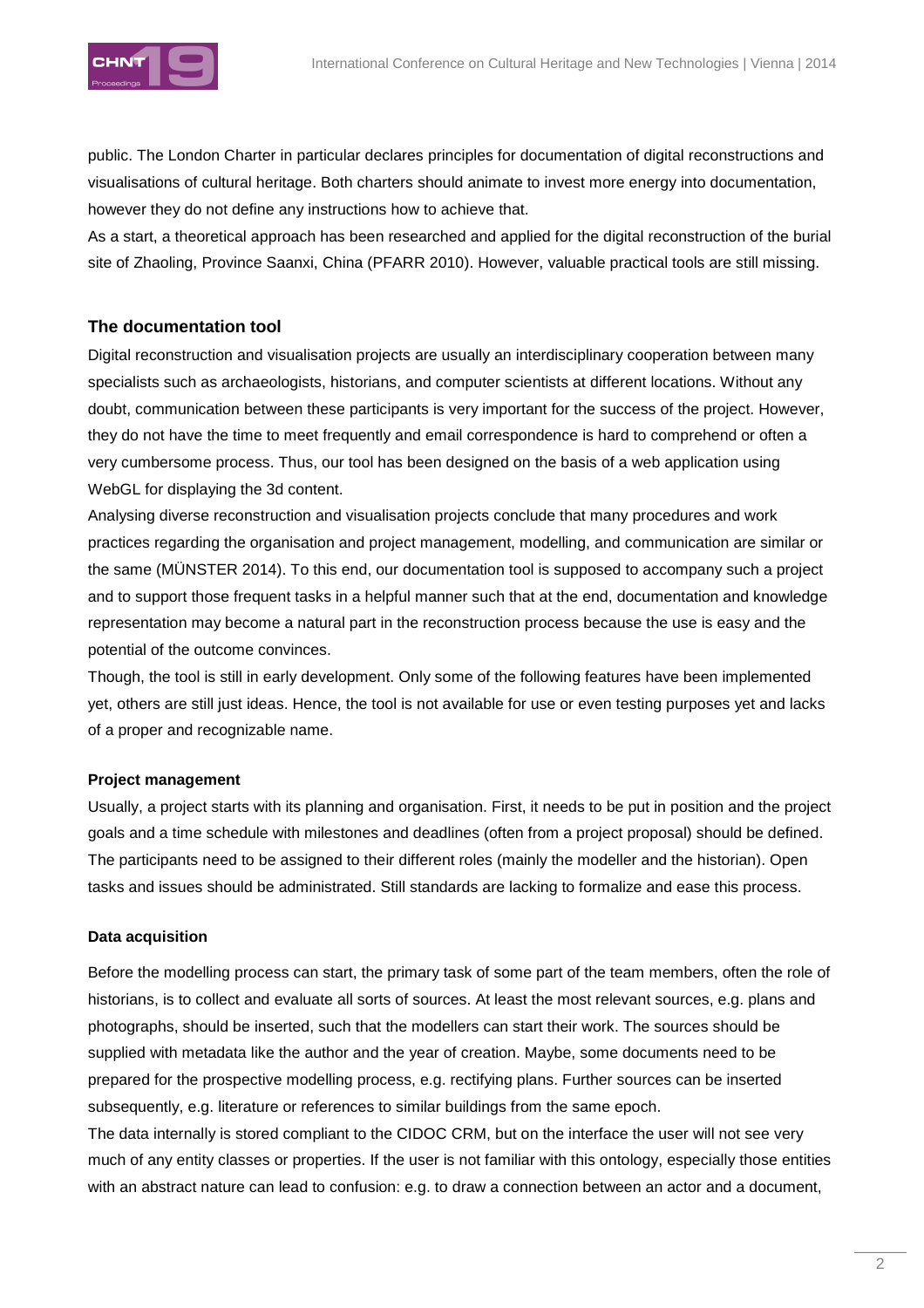public. The London Charter in particular declares principles for documentation of digital reconstructions and visualisations of cultural heritage. Both charters should animate to invest more energy into documentation, however they do not define any instructions how to achieve that.
As a start, a theoretical approach has been researched and applied for the digital reconstruction of the burial site of Zhaoling, Province Saanxi, China (PFARR 2010). However, valuable practical tools are still missing.

## The documentation tool

Digital reconstruction and visualisation projects are usually an interdisciplinary cooperation between many specialists such as archaeologists, historians, and computer scientists at different locations. Without any doubt, communication between these participants is very important for the success of the project. However, they do not have the time to meet frequently and email correspondence is hard to comprehend or often a very cumbersome process. Thus, our tool has been designed on the basis of a web application using WebGL for displaying the 3d content.
Analysing diverse reconstruction and visualisation projects conclude that many procedures and work practices regarding the organisation and project management, modelling, and communication are similar or the same (MÜNSTER 2014). To this end, our documentation tool is supposed to accompany such a project and to support those frequent tasks in a helpful manner such that at the end, documentation and knowledge representation may become a natural part in the reconstruction process because the use is easy and the potential of the outcome convinces.
Though, the tool is still in early development. Only some of the following features have been implemented yet, others are still just ideas. Hence, the tool is not available for use or even testing purposes yet and lacks of a proper and recognizable name.

### Project management

Usually, a project starts with its planning and organisation. First, it needs to be put in position and the project goals and a time schedule with milestones and deadlines (often from a project proposal) should be defined. The participants need to be assigned to their different roles (mainly the modeller and the historian). Open tasks and issues should be administrated. Still standards are lacking to formalize and ease this process.

### Data acquisition

Before the modelling process can start, the primary task of some part of the team members, often the role of historians, is to collect and evaluate all sorts of sources. At least the most relevant sources, e.g. plans and photographs, should be inserted, such that the modellers can start their work. The sources should be supplied with metadata like the author and the year of creation. Maybe, some documents need to be prepared for the prospective modelling process, e.g. rectifying plans. Further sources can be inserted subsequently, e.g. literature or references to similar buildings from the same epoch.
The data internally is stored compliant to the CIDOC CRM, but on the interface the user will not see very much of any entity classes or properties. If the user is not familiar with this ontology, especially those entities with an abstract nature can lead to confusion: e.g. to draw a connection between an actor and a document,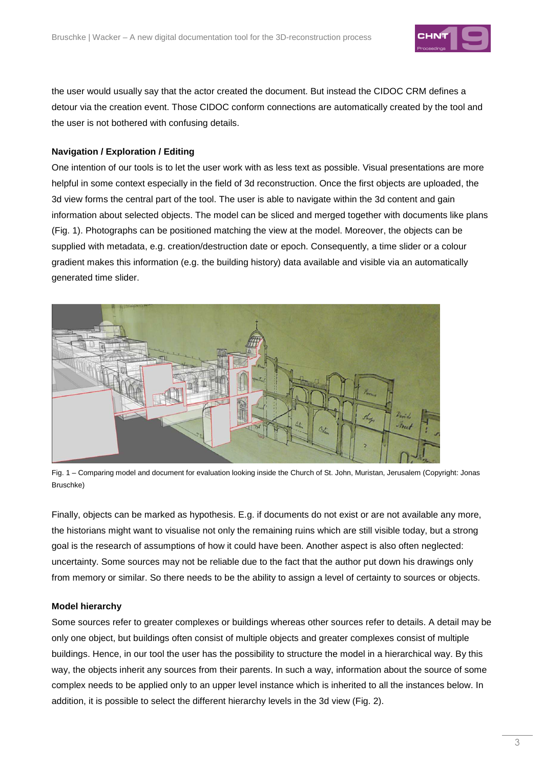the user would usually say that the actor created the document. But instead the CIDOC CRM defines a detour via the creation event. Those CIDOC conform connections are automatically created by the tool and the user is not bothered with confusing details.

**Navigation / Exploration / Editing**

One intention of our tools is to let the user work with as less text as possible. Visual presentations are more helpful in some context especially in the field of 3d reconstruction. Once the first objects are uploaded, the 3d view forms the central part of the tool. The user is able to navigate within the 3d content and gain information about selected objects. The model can be sliced and merged together with documents like plans (Fig. 1). Photographs can be positioned matching the view at the model. Moreover, the objects can be supplied with metadata, e.g. creation/destruction date or epoch. Consequently, a time slider or a colour gradient makes this information (e.g. the building history) data available and visible via an automatically generated time slider.

Fig. 1 – Comparing model and document for evaluation looking inside the Church of St. John, Muristan, Jerusalem (Copyright: Jonas Bruschke)

Finally, objects can be marked as hypothesis. E.g. if documents do not exist or are not available any more, the historians might want to visualise not only the remaining ruins which are still visible today, but a strong goal is the research of assumptions of how it could have been. Another aspect is also often neglected: uncertainty. Some sources may not be reliable due to the fact that the author put down his drawings only from memory or similar. So there needs to be the ability to assign a level of certainty to sources or objects.

**Model hierarchy**

Some sources refer to greater complexes or buildings whereas other sources refer to details. A detail may be only one object, but buildings often consist of multiple objects and greater complexes consist of multiple buildings. Hence, in our tool the user has the possibility to structure the model in a hierarchical way. By this way, the objects inherit any sources from their parents. In such a way, information about the source of some complex needs to be applied only to an upper level instance which is inherited to all the instances below. In addition, it is possible to select the different hierarchy levels in the 3d view (Fig. 2).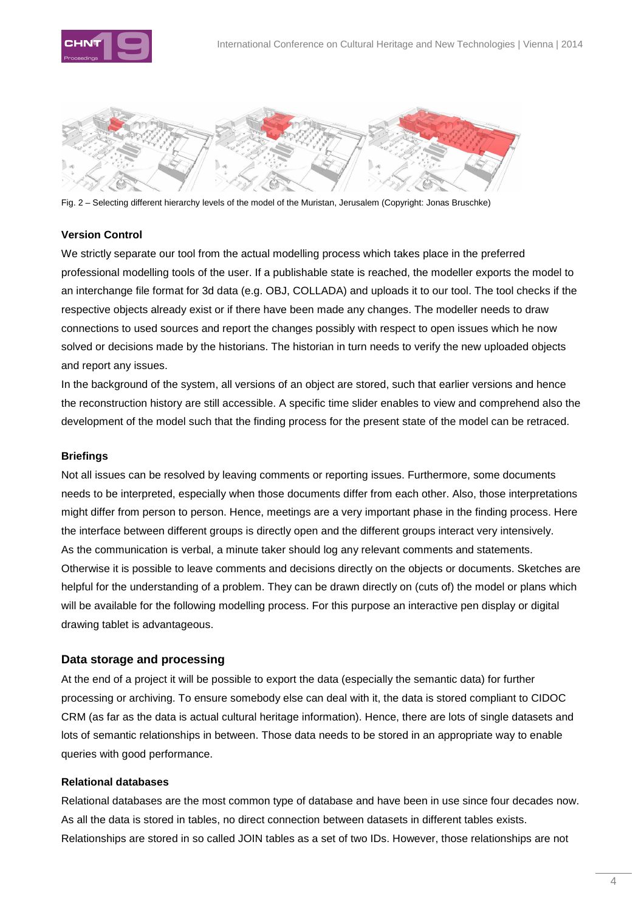Fig. 2 – Selecting different hierarchy levels of the model of the Muristan, Jerusalem (Copyright: Jonas Bruschke)

### Version Control

We strictly separate our tool from the actual modelling process which takes place in the preferred professional modelling tools of the user. If a publishable state is reached, the modeller exports the model to an interchange file format for 3d data (e.g. OBJ, COLLADA) and uploads it to our tool. The tool checks if the respective objects already exist or if there have been made any changes. The modeller needs to draw connections to used sources and report the changes possibly with respect to open issues which he now solved or decisions made by the historians. The historian in turn needs to verify the new uploaded objects and report any issues.

In the background of the system, all versions of an object are stored, such that earlier versions and hence the reconstruction history are still accessible. A specific time slider enables to view and comprehend also the development of the model such that the finding process for the present state of the model can be retraced.

### Briefings

Not all issues can be resolved by leaving comments or reporting issues. Furthermore, some documents needs to be interpreted, especially when those documents differ from each other. Also, those interpretations might differ from person to person. Hence, meetings are a very important phase in the finding process. Here the interface between different groups is directly open and the different groups interact very intensively. As the communication is verbal, a minute taker should log any relevant comments and statements. Otherwise it is possible to leave comments and decisions directly on the objects or documents. Sketches are helpful for the understanding of a problem. They can be drawn directly on (cuts of) the model or plans which will be available for the following modelling process. For this purpose an interactive pen display or digital drawing tablet is advantageous.

## Data storage and processing

At the end of a project it will be possible to export the data (especially the semantic data) for further processing or archiving. To ensure somebody else can deal with it, the data is stored compliant to CIDOC CRM (as far as the data is actual cultural heritage information). Hence, there are lots of single datasets and lots of semantic relationships in between. Those data needs to be stored in an appropriate way to enable queries with good performance.

### Relational databases

Relational databases are the most common type of database and have been in use since four decades now. As all the data is stored in tables, no direct connection between datasets in different tables exists. Relationships are stored in so called JOIN tables as a set of two IDs. However, those relationships are not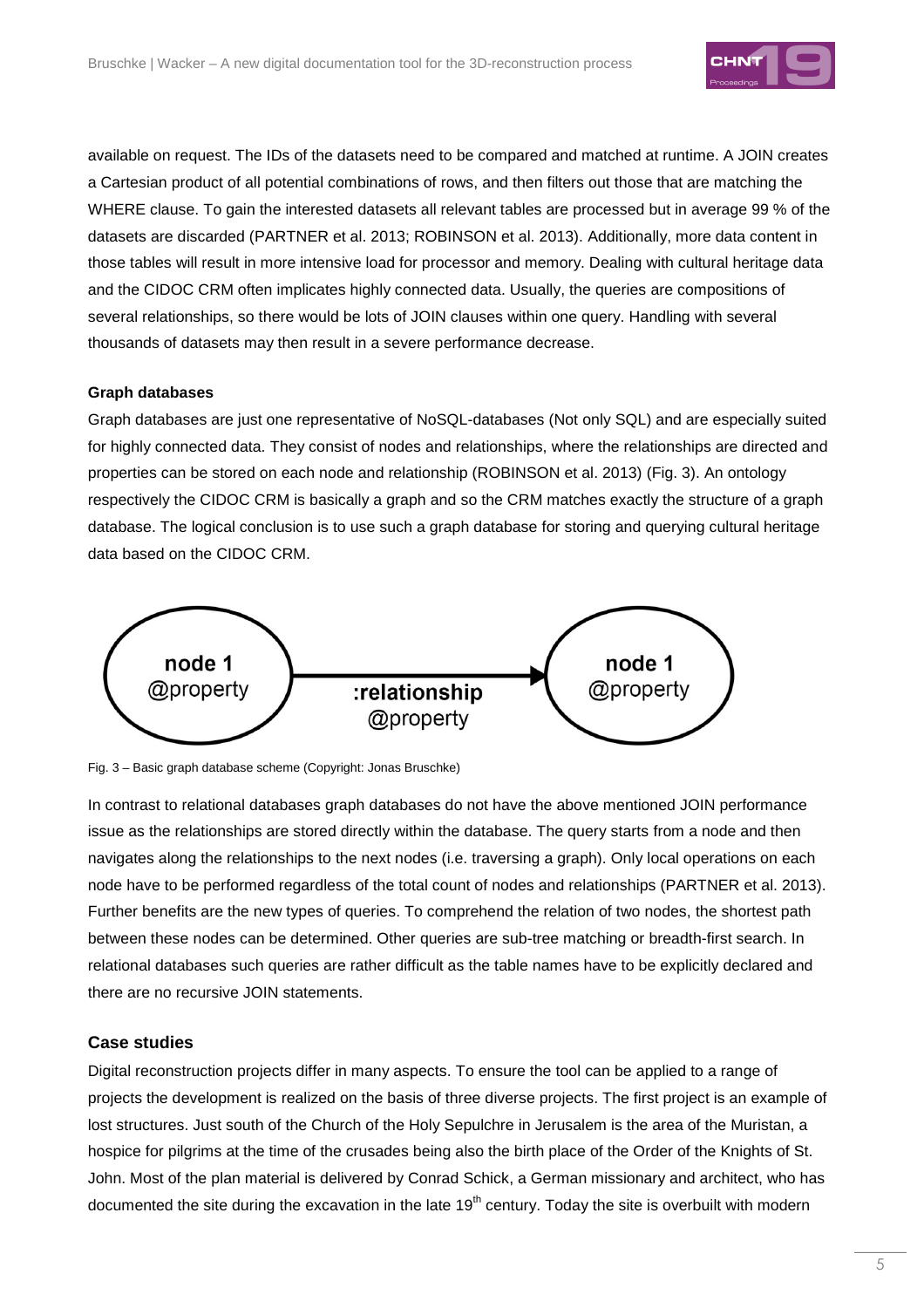available on request. The IDs of the datasets need to be compared and matched at runtime. A JOIN creates a Cartesian product of all potential combinations of rows, and then filters out those that are matching the WHERE clause. To gain the interested datasets all relevant tables are processed but in average 99 % of the datasets are discarded (PARTNER et al. 2013; ROBINSON et al. 2013). Additionally, more data content in those tables will result in more intensive load for processor and memory. Dealing with cultural heritage data and the CIDOC CRM often implicates highly connected data. Usually, the queries are compositions of several relationships, so there would be lots of JOIN clauses within one query. Handling with several thousands of datasets may then result in a severe performance decrease.

**Graph databases**

Graph databases are just one representative of NoSQL-databases (Not only SQL) and are especially suited for highly connected data. They consist of nodes and relationships, where the relationships are directed and properties can be stored on each node and relationship (ROBINSON et al. 2013) (Fig. 3). An ontology respectively the CIDOC CRM is basically a graph and so the CRM matches exactly the structure of a graph database. The logical conclusion is to use such a graph database for storing and querying cultural heritage data based on the CIDOC CRM.

**node 1** @property → **:relationship** @property → **node 1** @property

Fig. 3 – Basic graph database scheme (Copyright: Jonas Bruschke)

In contrast to relational databases graph databases do not have the above mentioned JOIN performance issue as the relationships are stored directly within the database. The query starts from a node and then navigates along the relationships to the next nodes (i.e. traversing a graph). Only local operations on each node have to be performed regardless of the total count of nodes and relationships (PARTNER et al. 2013). Further benefits are the new types of queries. To comprehend the relation of two nodes, the shortest path between these nodes can be determined. Other queries are sub-tree matching or breadth-first search. In relational databases such queries are rather difficult as the table names have to be explicitly declared and there are no recursive JOIN statements.

## Case studies

Digital reconstruction projects differ in many aspects. To ensure the tool can be applied to a range of projects the development is realized on the basis of three diverse projects. The first project is an example of lost structures. Just south of the Church of the Holy Sepulchre in Jerusalem is the area of the Muristan, a hospice for pilgrims at the time of the crusades being also the birth place of the Order of the Knights of St. John. Most of the plan material is delivered by Conrad Schick, a German missionary and architect, who has documented the site during the excavation in the late 19th century. Today the site is overbuilt with modern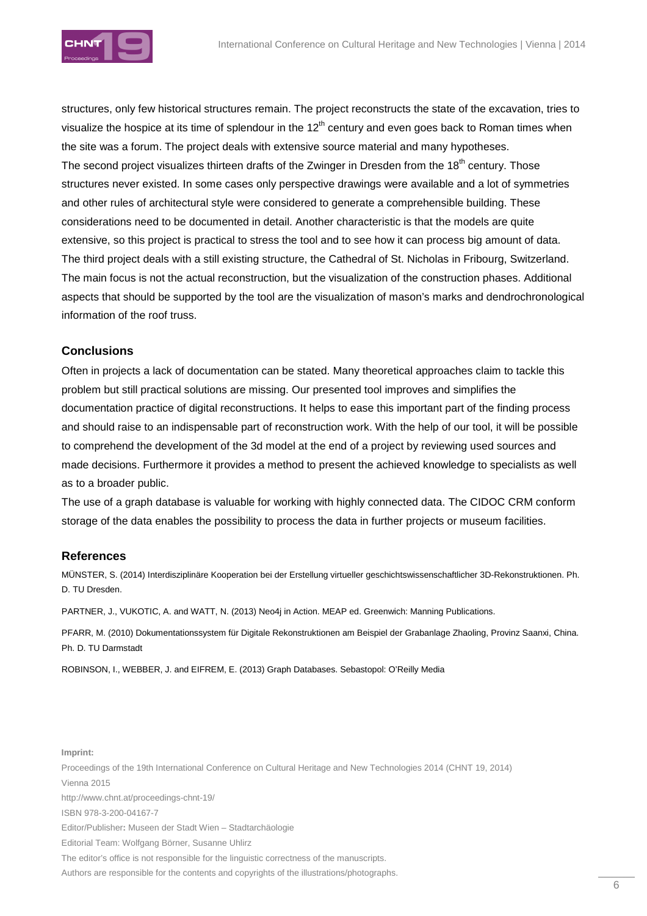structures, only few historical structures remain. The project reconstructs the state of the excavation, tries to visualize the hospice at its time of splendour in the 12th century and even goes back to Roman times when the site was a forum. The project deals with extensive source material and many hypotheses.

The second project visualizes thirteen drafts of the Zwinger in Dresden from the 18th century. Those structures never existed. In some cases only perspective drawings were available and a lot of symmetries and other rules of architectural style were considered to generate a comprehensible building. These considerations need to be documented in detail. Another characteristic is that the models are quite extensive, so this project is practical to stress the tool and to see how it can process big amount of data.

The third project deals with a still existing structure, the Cathedral of St. Nicholas in Fribourg, Switzerland. The main focus is not the actual reconstruction, but the visualization of the construction phases. Additional aspects that should be supported by the tool are the visualization of mason's marks and dendrochronological information of the roof truss.

## Conclusions

Often in projects a lack of documentation can be stated. Many theoretical approaches claim to tackle this problem but still practical solutions are missing. Our presented tool improves and simplifies the documentation practice of digital reconstructions. It helps to ease this important part of the finding process and should raise to an indispensable part of reconstruction work. With the help of our tool, it will be possible to comprehend the development of the 3d model at the end of a project by reviewing used sources and made decisions. Furthermore it provides a method to present the achieved knowledge to specialists as well as to a broader public.

The use of a graph database is valuable for working with highly connected data. The CIDOC CRM conform storage of the data enables the possibility to process the data in further projects or museum facilities.

## References

MÜNSTER, S. (2014) Interdisziplinäre Kooperation bei der Erstellung virtueller geschichtswissenschaftlicher 3D-Rekonstruktionen. Ph. D. TU Dresden.

PARTNER, J., VUKOTIC, A. and WATT, N. (2013) Neo4j in Action. MEAP ed. Greenwich: Manning Publications.

PFARR, M. (2010) Dokumentationssystem für Digitale Rekonstruktionen am Beispiel der Grabanlage Zhaoling, Provinz Saanxi, China. Ph. D. TU Darmstadt

ROBINSON, I., WEBBER, J. and EIFREM, E. (2013) Graph Databases. Sebastopol: O'Reilly Media

**Imprint:**

Proceedings of the 19th International Conference on Cultural Heritage and New Technologies 2014 (CHNT 19, 2014)

Vienna 2015

http://www.chnt.at/proceedings-chnt-19/

ISBN 978-3-200-04167-7

Editor/Publisher: Museen der Stadt Wien – Stadtarchäologie

Editorial Team: Wolfgang Börner, Susanne Uhlirz

The editor's office is not responsible for the linguistic correctness of the manuscripts.

Authors are responsible for the contents and copyrights of the illustrations/photographs.